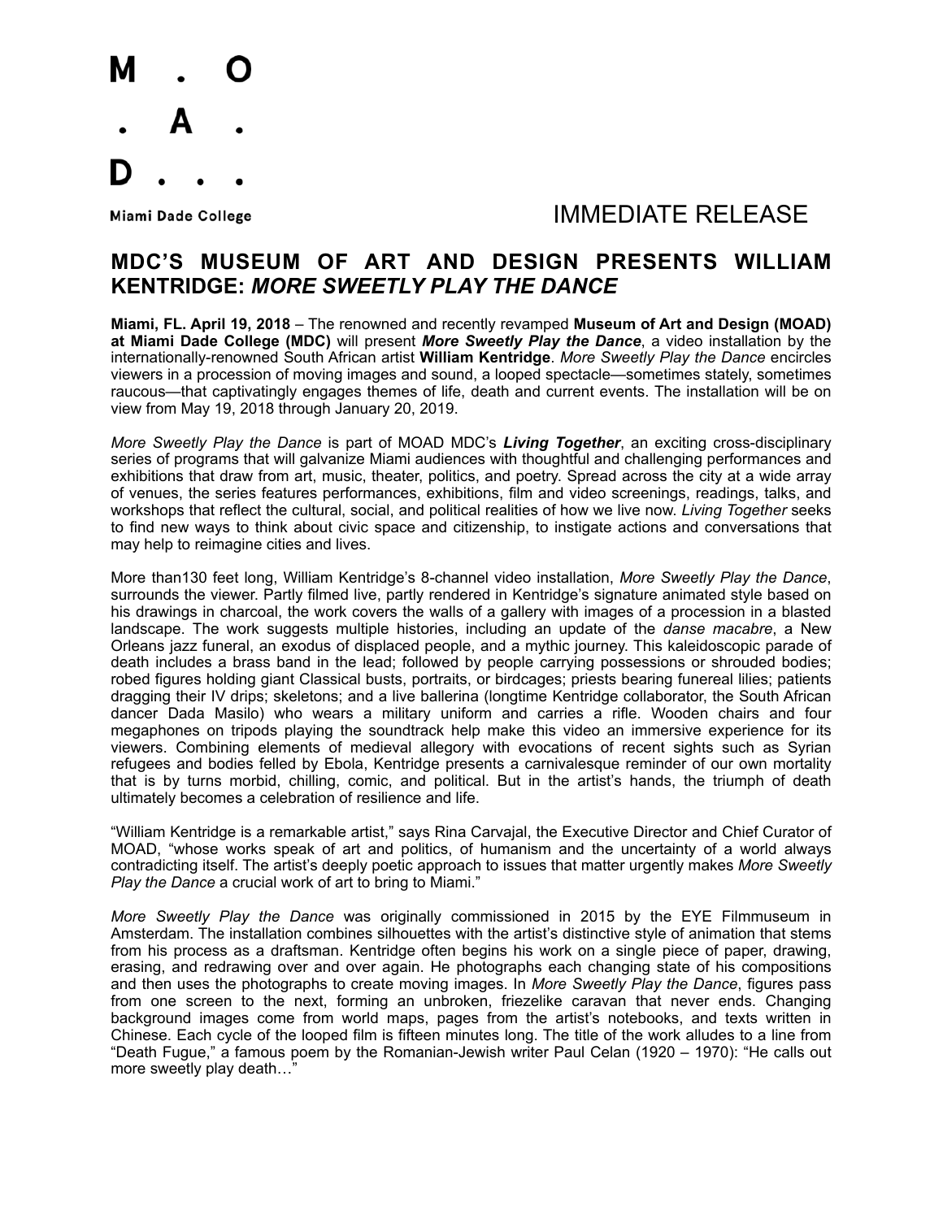M . O
. A .
D . . .

Miami Dade College

IMMEDIATE RELEASE

# MDC'S MUSEUM OF ART AND DESIGN PRESENTS WILLIAM KENTRIDGE: *MORE SWEETLY PLAY THE DANCE*

**Miami, FL. April 19, 2018** – The renowned and recently revamped **Museum of Art and Design (MOAD) at Miami Dade College (MDC)** will present ***More Sweetly Play the Dance***, a video installation by the internationally-renowned South African artist **William Kentridge**. *More Sweetly Play the Dance* encircles viewers in a procession of moving images and sound, a looped spectacle—sometimes stately, sometimes raucous—that captivatingly engages themes of life, death and current events. The installation will be on view from May 19, 2018 through January 20, 2019.

*More Sweetly Play the Dance* is part of MOAD MDC's ***Living Together***, an exciting cross-disciplinary series of programs that will galvanize Miami audiences with thoughtful and challenging performances and exhibitions that draw from art, music, theater, politics, and poetry. Spread across the city at a wide array of venues, the series features performances, exhibitions, film and video screenings, readings, talks, and workshops that reflect the cultural, social, and political realities of how we live now. *Living Together* seeks to find new ways to think about civic space and citizenship, to instigate actions and conversations that may help to reimagine cities and lives.

More than130 feet long, William Kentridge's 8-channel video installation, *More Sweetly Play the Dance*, surrounds the viewer. Partly filmed live, partly rendered in Kentridge's signature animated style based on his drawings in charcoal, the work covers the walls of a gallery with images of a procession in a blasted landscape. The work suggests multiple histories, including an update of the *danse macabre*, a New Orleans jazz funeral, an exodus of displaced people, and a mythic journey. This kaleidoscopic parade of death includes a brass band in the lead; followed by people carrying possessions or shrouded bodies; robed figures holding giant Classical busts, portraits, or birdcages; priests bearing funereal lilies; patients dragging their IV drips; skeletons; and a live ballerina (longtime Kentridge collaborator, the South African dancer Dada Masilo) who wears a military uniform and carries a rifle. Wooden chairs and four megaphones on tripods playing the soundtrack help make this video an immersive experience for its viewers. Combining elements of medieval allegory with evocations of recent sights such as Syrian refugees and bodies felled by Ebola, Kentridge presents a carnivalesque reminder of our own mortality that is by turns morbid, chilling, comic, and political. But in the artist's hands, the triumph of death ultimately becomes a celebration of resilience and life.

"William Kentridge is a remarkable artist," says Rina Carvajal, the Executive Director and Chief Curator of MOAD, "whose works speak of art and politics, of humanism and the uncertainty of a world always contradicting itself. The artist's deeply poetic approach to issues that matter urgently makes *More Sweetly Play the Dance* a crucial work of art to bring to Miami."

*More Sweetly Play the Dance* was originally commissioned in 2015 by the EYE Filmmuseum in Amsterdam. The installation combines silhouettes with the artist's distinctive style of animation that stems from his process as a draftsman. Kentridge often begins his work on a single piece of paper, drawing, erasing, and redrawing over and over again. He photographs each changing state of his compositions and then uses the photographs to create moving images. In *More Sweetly Play the Dance*, figures pass from one screen to the next, forming an unbroken, friezelike caravan that never ends. Changing background images come from world maps, pages from the artist's notebooks, and texts written in Chinese. Each cycle of the looped film is fifteen minutes long. The title of the work alludes to a line from "Death Fugue," a famous poem by the Romanian-Jewish writer Paul Celan (1920 – 1970): "He calls out more sweetly play death…"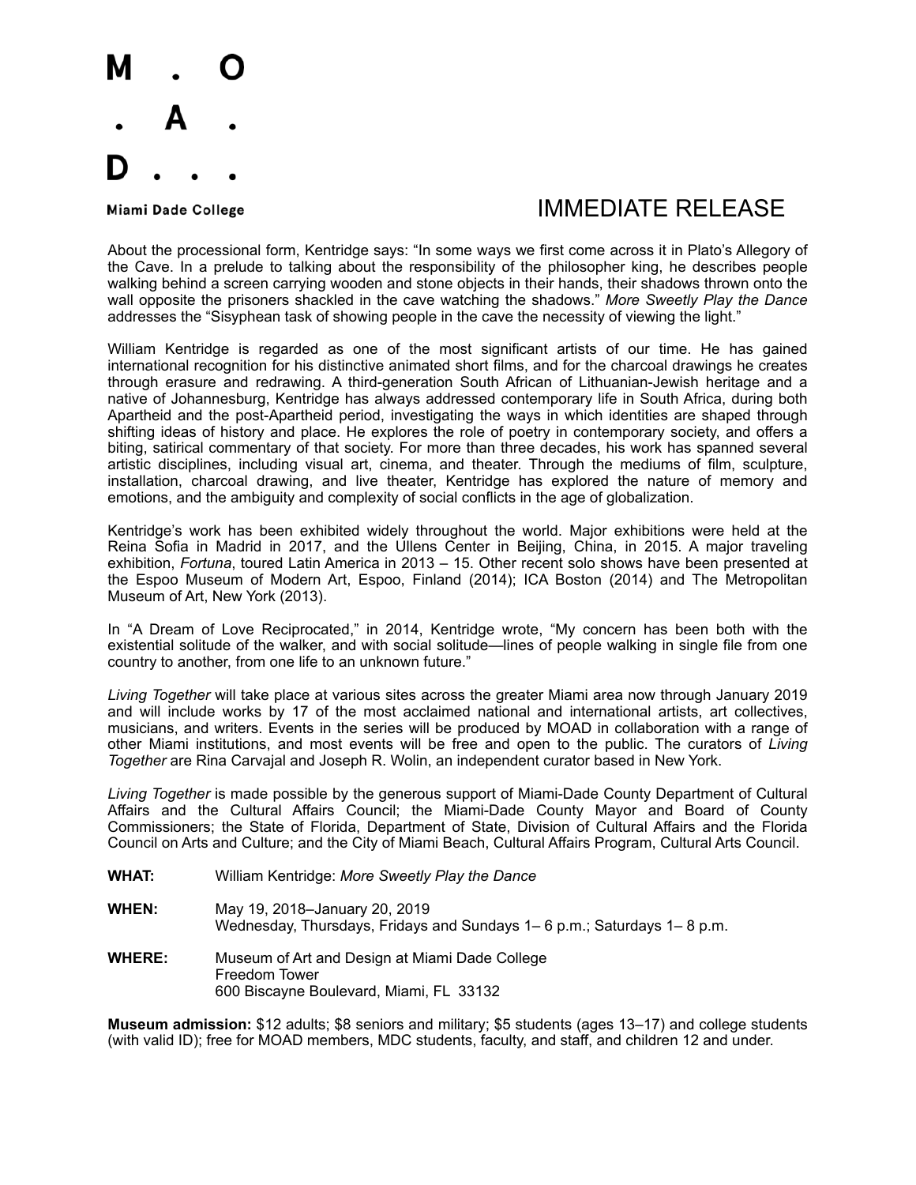M . O
. A .
D . . .

Miami Dade College

IMMEDIATE RELEASE

About the processional form, Kentridge says: "In some ways we first come across it in Plato's Allegory of the Cave. In a prelude to talking about the responsibility of the philosopher king, he describes people walking behind a screen carrying wooden and stone objects in their hands, their shadows thrown onto the wall opposite the prisoners shackled in the cave watching the shadows." *More Sweetly Play the Dance* addresses the "Sisyphean task of showing people in the cave the necessity of viewing the light."

William Kentridge is regarded as one of the most significant artists of our time. He has gained international recognition for his distinctive animated short films, and for the charcoal drawings he creates through erasure and redrawing. A third-generation South African of Lithuanian-Jewish heritage and a native of Johannesburg, Kentridge has always addressed contemporary life in South Africa, during both Apartheid and the post-Apartheid period, investigating the ways in which identities are shaped through shifting ideas of history and place. He explores the role of poetry in contemporary society, and offers a biting, satirical commentary of that society. For more than three decades, his work has spanned several artistic disciplines, including visual art, cinema, and theater. Through the mediums of film, sculpture, installation, charcoal drawing, and live theater, Kentridge has explored the nature of memory and emotions, and the ambiguity and complexity of social conflicts in the age of globalization.

Kentridge's work has been exhibited widely throughout the world. Major exhibitions were held at the Reina Sofia in Madrid in 2017, and the Ullens Center in Beijing, China, in 2015. A major traveling exhibition, *Fortuna*, toured Latin America in 2013 – 15. Other recent solo shows have been presented at the Espoo Museum of Modern Art, Espoo, Finland (2014); ICA Boston (2014) and The Metropolitan Museum of Art, New York (2013).

In "A Dream of Love Reciprocated," in 2014, Kentridge wrote, "My concern has been both with the existential solitude of the walker, and with social solitude—lines of people walking in single file from one country to another, from one life to an unknown future."

*Living Together* will take place at various sites across the greater Miami area now through January 2019 and will include works by 17 of the most acclaimed national and international artists, art collectives, musicians, and writers. Events in the series will be produced by MOAD in collaboration with a range of other Miami institutions, and most events will be free and open to the public. The curators of *Living Together* are Rina Carvajal and Joseph R. Wolin, an independent curator based in New York.

*Living Together* is made possible by the generous support of Miami-Dade County Department of Cultural Affairs and the Cultural Affairs Council; the Miami-Dade County Mayor and Board of County Commissioners; the State of Florida, Department of State, Division of Cultural Affairs and the Florida Council on Arts and Culture; and the City of Miami Beach, Cultural Affairs Program, Cultural Arts Council.

**WHAT:** William Kentridge: *More Sweetly Play the Dance*

**WHEN:** May 19, 2018–January 20, 2019
Wednesday, Thursdays, Fridays and Sundays 1– 6 p.m.; Saturdays 1– 8 p.m.

**WHERE:** Museum of Art and Design at Miami Dade College
Freedom Tower
600 Biscayne Boulevard, Miami, FL 33132

**Museum admission:** $12 adults; $8 seniors and military; $5 students (ages 13–17) and college students (with valid ID); free for MOAD members, MDC students, faculty, and staff, and children 12 and under.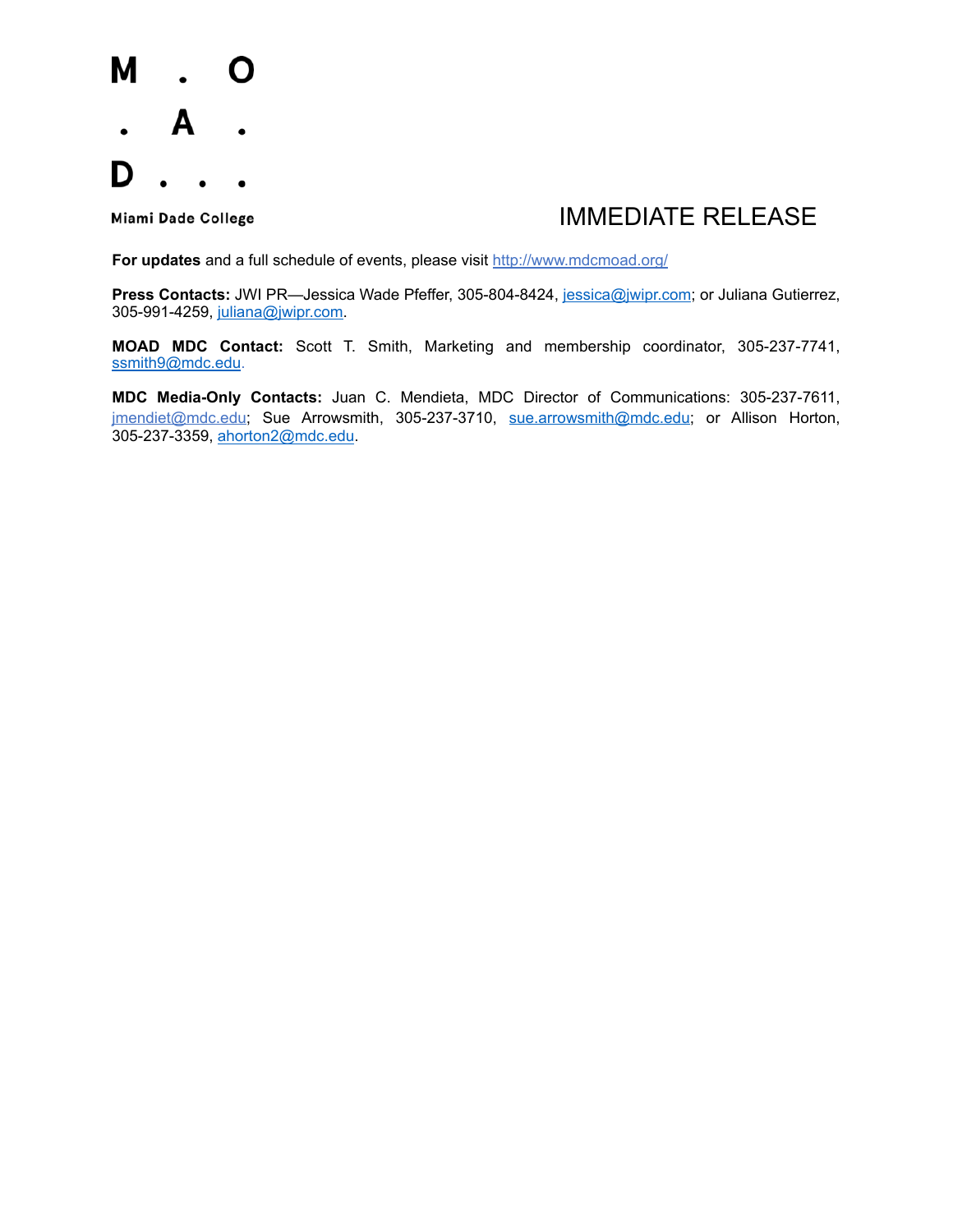M . O
. A .
D . . .

Miami Dade College

IMMEDIATE RELEASE

**For updates** and a full schedule of events, please visit http://www.mdcmoad.org/

**Press Contacts:** JWI PR—Jessica Wade Pfeffer, 305-804-8424, jessica@jwipr.com; or Juliana Gutierrez, 305-991-4259, juliana@jwipr.com.

**MOAD MDC Contact:** Scott T. Smith, Marketing and membership coordinator, 305-237-7741, ssmith9@mdc.edu.

**MDC Media-Only Contacts:** Juan C. Mendieta, MDC Director of Communications: 305-237-7611, jmendiet@mdc.edu; Sue Arrowsmith, 305-237-3710, sue.arrowsmith@mdc.edu; or Allison Horton, 305-237-3359, ahorton2@mdc.edu.